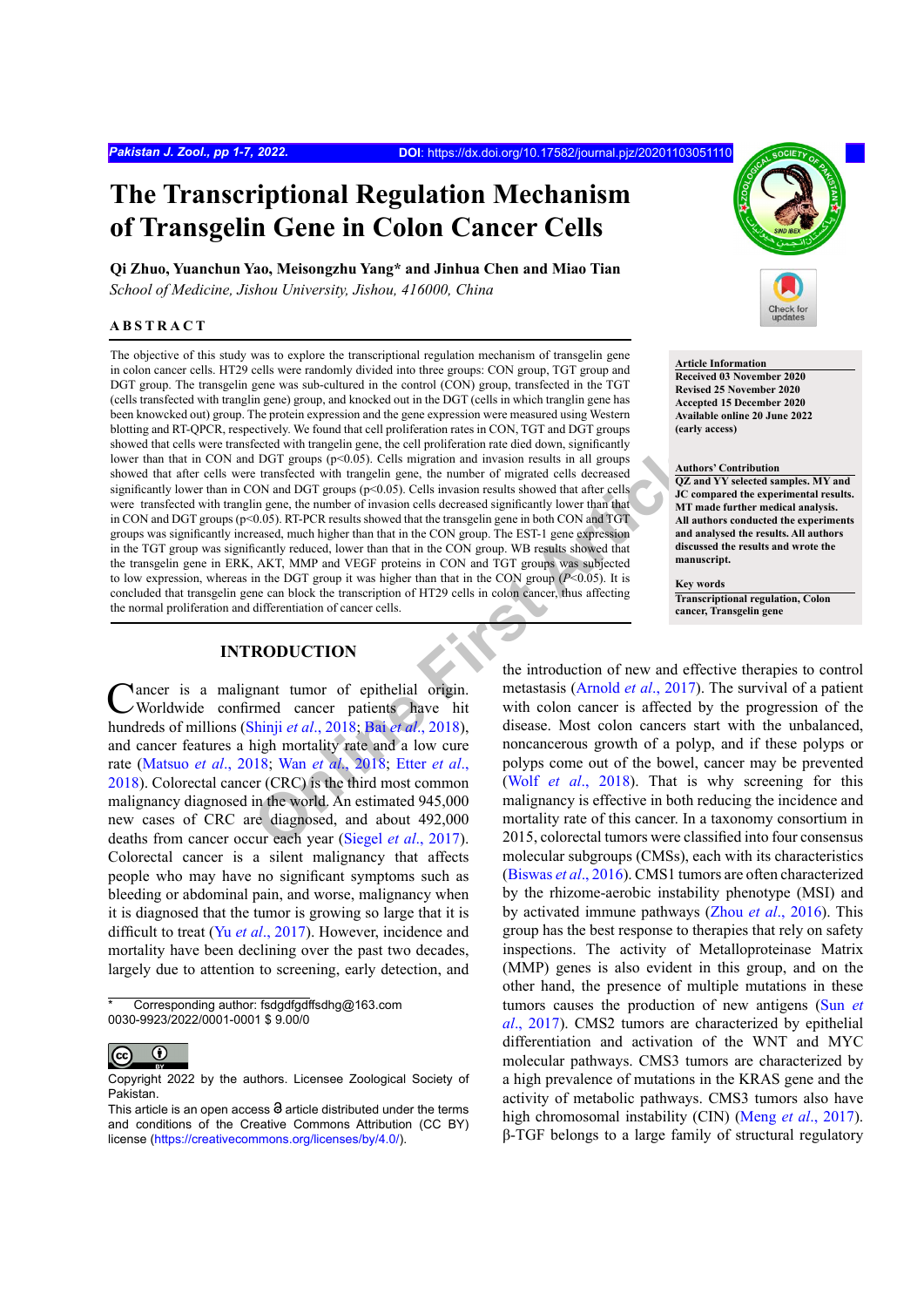# The Transcriptional Regulation Mechanism of Transgelin Gene in Colon Cancer Cells

**Qi Zhuo, Yuanchun Yao, Meisongzhu Yang* and Jinhua Chen and Miao Tian**

*School of Medicine, Jishou University, Jishou, 416000, China*

## ABSTRACT

The objective of this study was to explore the transcriptional regulation mechanism of transgelin gene in colon cancer cells. HT29 cells were randomly divided into three groups: CON group, TGT group and DGT group. The transgelin gene was sub-cultured in the control (CON) group, transfected in the TGT (cells transfected with tranglin gene) group, and knocked out in the DGT (cells in which tranglin gene has been knowcked out) group. The protein expression and the gene expression were measured using Western blotting and RT-QPCR, respectively. We found that cell proliferation rates in CON, TGT and DGT groups showed that cells were transfected with trangelin gene, the cell proliferation rate died down, significantly lower than that in CON and DGT groups (p<0.05). Cells migration and invasion results in all groups showed that after cells were transfected with trangelin gene, the number of migrated cells decreased significantly lower than in CON and DGT groups (p<0.05). Cells invasion results showed that after cells were transfected with tranglin gene, the number of invasion cells decreased significantly lower than that in CON and DGT groups (p<0.05). RT-PCR results showed that the transgelin gene in both CON and TGT groups was significantly increased, much higher than that in the CON group. The EST-1 gene expression in the TGT group was significantly reduced, lower than that in the CON group. WB results showed that the transgelin gene in ERK, AKT, MMP and VEGF proteins in CON and TGT groups was subjected to low expression, whereas in the DGT group it was higher than that in the CON group ($P$<0.05). It is concluded that transgelin gene can block the transcription of HT29 cells in colon cancer, thus affecting the normal proliferation and differentiation of cancer cells.

**Article Information**
Received 03 November 2020
Revised 25 November 2020
Accepted 15 December 2020
Available online 20 June 2022
(early access)

**Authors' Contribution**
QZ and YY selected samples. MY and JC compared the experimental results. MT made further medical analysis. All authors conducted the experiments and analysed the results. All authors discussed the results and wrote the manuscript.

**Key words**
Transcriptional regulation, Colon cancer, Transgelin gene

## INTRODUCTION

Cancer is a malignant tumor of epithelial origin. Worldwide confirmed cancer patients have hit hundreds of millions (Shinji *et al*., 2018; Bai *et al*., 2018), and cancer features a high mortality rate and a low cure rate (Matsuo *et al*., 2018; Wan *et al*., 2018; Etter *et al*., 2018). Colorectal cancer (CRC) is the third most common malignancy diagnosed in the world. An estimated 945,000 new cases of CRC are diagnosed, and about 492,000 deaths from cancer occur each year (Siegel *et al*., 2017). Colorectal cancer is a silent malignancy that affects people who may have no significant symptoms such as bleeding or abdominal pain, and worse, malignancy when it is diagnosed that the tumor is growing so large that it is difficult to treat (Yu *et al*., 2017). However, incidence and mortality have been declining over the past two decades, largely due to attention to screening, early detection, and the introduction of new and effective therapies to control metastasis (Arnold *et al*., 2017). The survival of a patient with colon cancer is affected by the progression of the disease. Most colon cancers start with the unbalanced, noncancerous growth of a polyp, and if these polyps or polyps come out of the bowel, cancer may be prevented (Wolf *et al*., 2018). That is why screening for this malignancy is effective in both reducing the incidence and mortality rate of this cancer. In a taxonomy consortium in 2015, colorectal tumors were classified into four consensus molecular subgroups (CMSs), each with its characteristics (Biswas *et al*., 2016). CMS1 tumors are often characterized by the rhizome-aerobic instability phenotype (MSI) and by activated immune pathways (Zhou *et al*., 2016). This group has the best response to therapies that rely on safety inspections. The activity of Metalloproteinase Matrix (MMP) genes is also evident in this group, and on the other hand, the presence of multiple mutations in these tumors causes the production of new antigens (Sun *et al*., 2017). CMS2 tumors are characterized by epithelial differentiation and activation of the WNT and MYC molecular pathways. CMS3 tumors are characterized by a high prevalence of mutations in the KRAS gene and the activity of metabolic pathways. CMS3 tumors also have high chromosomal instability (CIN) (Meng *et al*., 2017). β-TGF belongs to a large family of structural regulatory

---

* Corresponding author: fsdgdfgdffsdhg@163.com
0030-9923/2022/0001-0001 $ 9.00/0

Copyright 2022 by the authors. Licensee Zoological Society of Pakistan.
This article is an open access article distributed under the terms and conditions of the Creative Commons Attribution (CC BY) license (https://creativecommons.org/licenses/by/4.0/).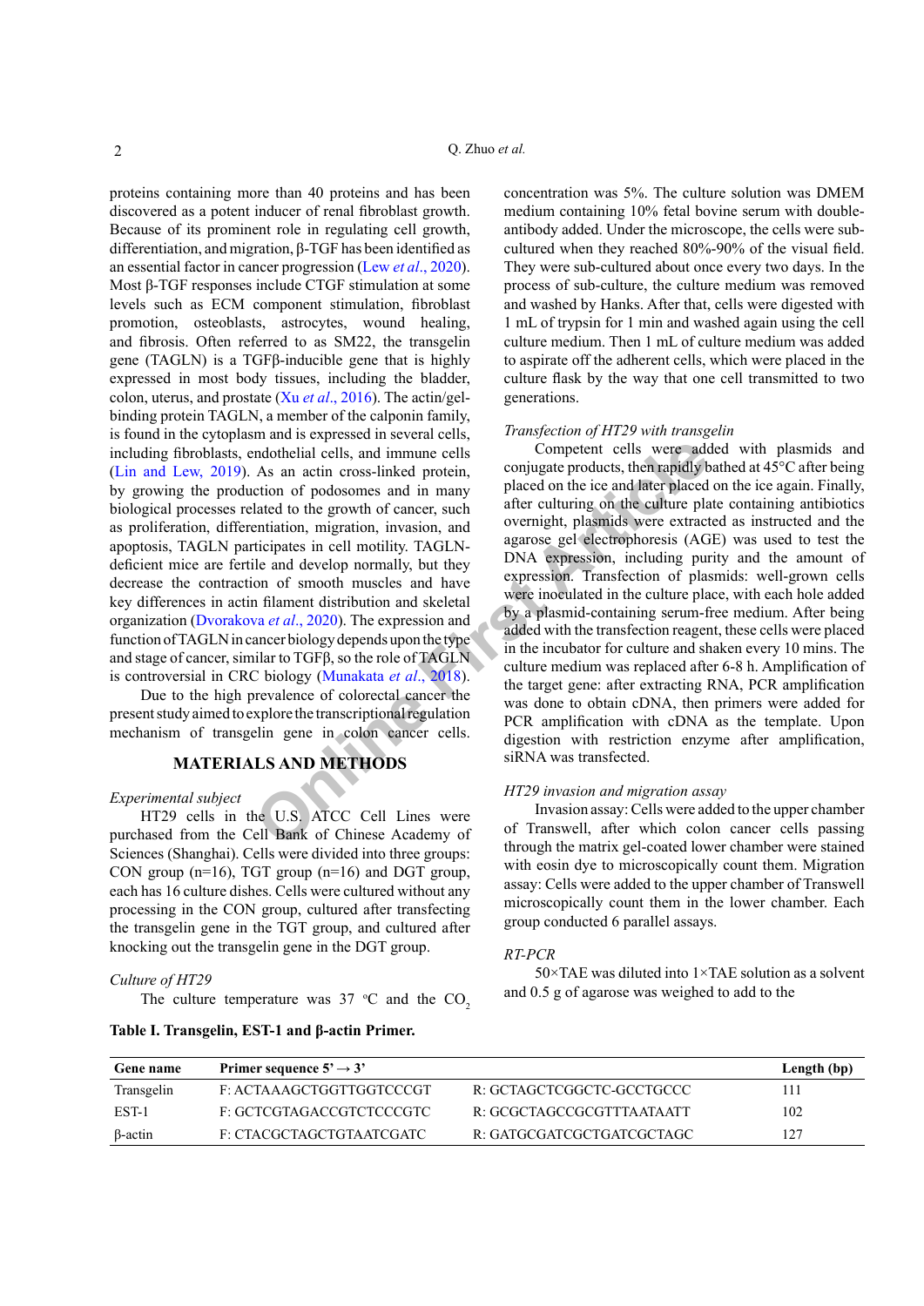proteins containing more than 40 proteins and has been discovered as a potent inducer of renal fibroblast growth. Because of its prominent role in regulating cell growth, differentiation, and migration, β-TGF has been identified as an essential factor in cancer progression (Lew *et al*., 2020). Most β-TGF responses include CTGF stimulation at some levels such as ECM component stimulation, fibroblast promotion, osteoblasts, astrocytes, wound healing, and fibrosis. Often referred to as SM22, the transgelin gene (TAGLN) is a TGFβ-inducible gene that is highly expressed in most body tissues, including the bladder, colon, uterus, and prostate (Xu *et al*., 2016). The actin/gel-binding protein TAGLN, a member of the calponin family, is found in the cytoplasm and is expressed in several cells, including fibroblasts, endothelial cells, and immune cells (Lin and Lew, 2019). As an actin cross-linked protein, by growing the production of podosomes and in many biological processes related to the growth of cancer, such as proliferation, differentiation, migration, invasion, and apoptosis, TAGLN participates in cell motility. TAGLN-deficient mice are fertile and develop normally, but they decrease the contraction of smooth muscles and have key differences in actin filament distribution and skeletal organization (Dvorakova *et al*., 2020). The expression and function of TAGLN in cancer biology depends upon the type and stage of cancer, similar to TGFβ, so the role of TAGLN is controversial in CRC biology (Munakata *et al*., 2018).

Due to the high prevalence of colorectal cancer the present study aimed to explore the transcriptional regulation mechanism of transgelin gene in colon cancer cells.

## MATERIALS AND METHODS

*Experimental subject*

HT29 cells in the U.S. ATCC Cell Lines were purchased from the Cell Bank of Chinese Academy of Sciences (Shanghai). Cells were divided into three groups: CON group (n=16), TGT group (n=16) and DGT group, each has 16 culture dishes. Cells were cultured without any processing in the CON group, cultured after transfecting the transgelin gene in the TGT group, and cultured after knocking out the transgelin gene in the DGT group.

*Culture of HT29*

The culture temperature was 37 °C and the $CO_2$ concentration was 5%. The culture solution was DMEM medium containing 10% fetal bovine serum with double-antibody added. Under the microscope, the cells were sub-cultured when they reached 80%-90% of the visual field. They were sub-cultured about once every two days. In the process of sub-culture, the culture medium was removed and washed by Hanks. After that, cells were digested with 1 mL of trypsin for 1 min and washed again using the cell culture medium. Then 1 mL of culture medium was added to aspirate off the adherent cells, which were placed in the culture flask by the way that one cell transmitted to two generations.

*Transfection of HT29 with transgelin*

Competent cells were added with plasmids and conjugate products, then rapidly bathed at 45°C after being placed on the ice and later placed on the ice again. Finally, after culturing on the culture plate containing antibiotics overnight, plasmids were extracted as instructed and the agarose gel electrophoresis (AGE) was used to test the DNA expression, including purity and the amount of expression. Transfection of plasmids: well-grown cells were inoculated in the culture place, with each hole added by a plasmid-containing serum-free medium. After being added with the transfection reagent, these cells were placed in the incubator for culture and shaken every 10 mins. The culture medium was replaced after 6-8 h. Amplification of the target gene: after extracting RNA, PCR amplification was done to obtain cDNA, then primers were added for PCR amplification with cDNA as the template. Upon digestion with restriction enzyme after amplification, siRNA was transfected.

*HT29 invasion and migration assay*

Invasion assay: Cells were added to the upper chamber of Transwell, after which colon cancer cells passing through the matrix gel-coated lower chamber were stained with eosin dye to microscopically count them. Migration assay: Cells were added to the upper chamber of Transwell microscopically count them in the lower chamber. Each group conducted 6 parallel assays.

*RT-PCR*

50×TAE was diluted into 1×TAE solution as a solvent and 0.5 g of agarose was weighed to add to the

**Table I. Transgelin, EST-1 and β-actin Primer.**

| Gene name | Primer sequence 5' → 3' | | Length (bp) |
|---|---|---|---|
| Transgelin | F: ACTAAAGCTGGTTGGTCCCGT | R: GCTAGCTCGGCTC-GCCTGCCC | 111 |
| EST-1 | F: GCTCGTAGACCGTCTCCCGTC | R: GCGCTAGCCGCGTTTAATAATT | 102 |
| β-actin | F: CTACGCTAGCTGTAATCGATC | R: GATGCGATCGCTGATCGCTAGC | 127 |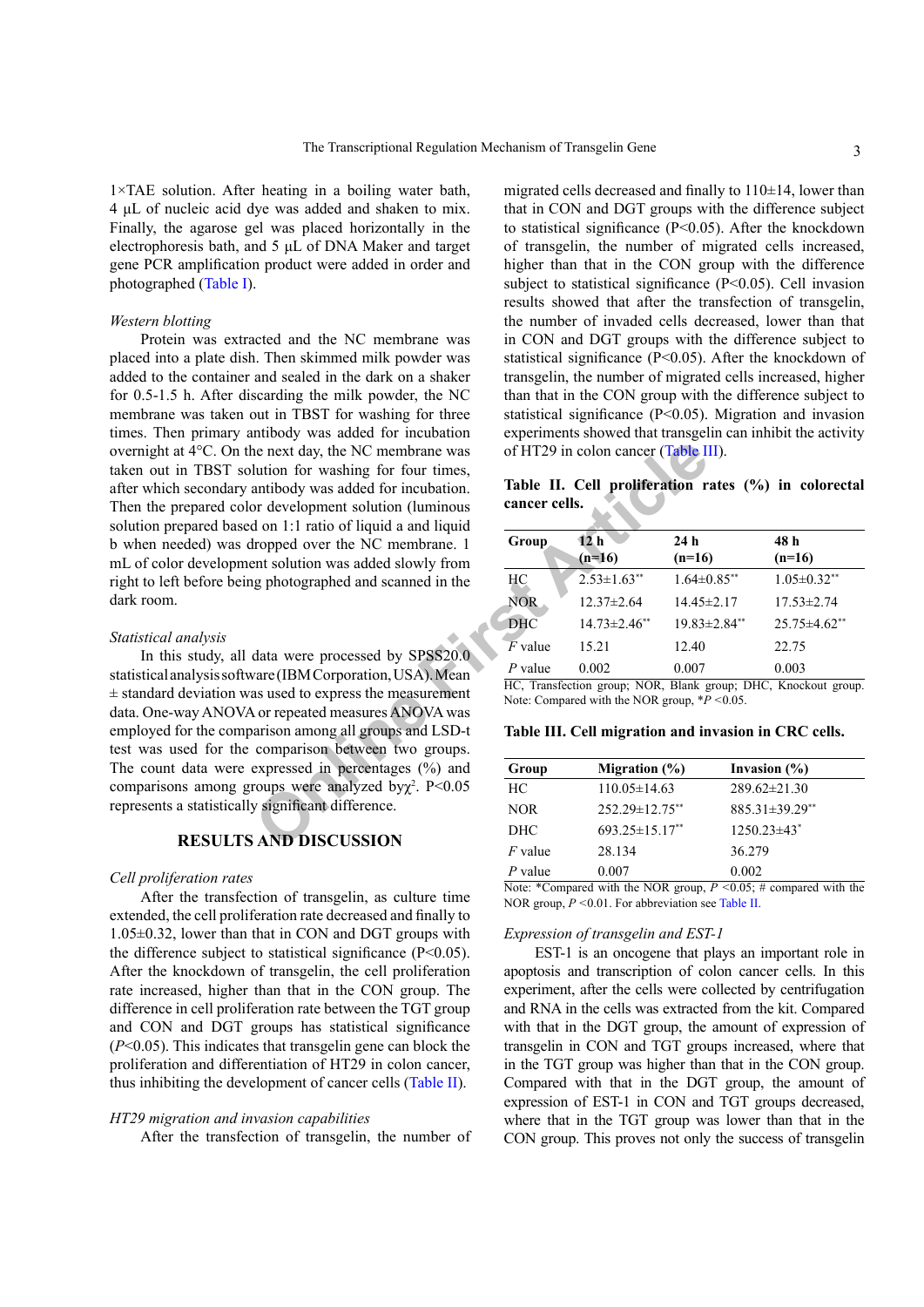1×TAE solution. After heating in a boiling water bath, 4 µL of nucleic acid dye was added and shaken to mix. Finally, the agarose gel was placed horizontally in the electrophoresis bath, and 5 µL of DNA Maker and target gene PCR amplification product were added in order and photographed (Table I).

### *Western blotting*

Protein was extracted and the NC membrane was placed into a plate dish. Then skimmed milk powder was added to the container and sealed in the dark on a shaker for 0.5-1.5 h. After discarding the milk powder, the NC membrane was taken out in TBST for washing for three times. Then primary antibody was added for incubation overnight at 4°C. On the next day, the NC membrane was taken out in TBST solution for washing for four times, after which secondary antibody was added for incubation. Then the prepared color development solution (luminous solution prepared based on 1:1 ratio of liquid a and liquid b when needed) was dropped over the NC membrane. 1 mL of color development solution was added slowly from right to left before being photographed and scanned in the dark room.

### *Statistical analysis*

In this study, all data were processed by SPSS20.0 statistical analysis software (IBM Corporation, USA). Mean ± standard deviation was used to express the measurement data. One-way ANOVA or repeated measures ANOVA was employed for the comparison among all groups and LSD-t test was used for the comparison between two groups. The count data were expressed in percentages (%) and comparisons among groups were analyzed by $\chi^2$. P<0.05 represents a statistically significant difference.

## RESULTS AND DISCUSSION

### *Cell proliferation rates*

After the transfection of transgelin, as culture time extended, the cell proliferation rate decreased and finally to 1.05±0.32, lower than that in CON and DGT groups with the difference subject to statistical significance (P<0.05). After the knockdown of transgelin, the cell proliferation rate increased, higher than that in the CON group. The difference in cell proliferation rate between the TGT group and CON and DGT groups has statistical significance ($P$<0.05). This indicates that transgelin gene can block the proliferation and differentiation of HT29 in colon cancer, thus inhibiting the development of cancer cells (Table II).

### *HT29 migration and invasion capabilities*

After the transfection of transgelin, the number of migrated cells decreased and finally to 110±14, lower than that in CON and DGT groups with the difference subject to statistical significance (P<0.05). After the knockdown of transgelin, the number of migrated cells increased, higher than that in the CON group with the difference subject to statistical significance (P<0.05). Cell invasion results showed that after the transfection of transgelin, the number of invaded cells decreased, lower than that in CON and DGT groups with the difference subject to statistical significance (P<0.05). After the knockdown of transgelin, the number of migrated cells increased, higher than that in the CON group with the difference subject to statistical significance (P<0.05). Migration and invasion experiments showed that transgelin can inhibit the activity of HT29 in colon cancer (Table III).

**Table II. Cell proliferation rates (%) in colorectal cancer cells.**

| Group | 12 h (n=16) | 24 h (n=16) | 48 h (n=16) |
|---|---|---|---|
| HC | 2.53±1.63** | 1.64±0.85** | 1.05±0.32** |
| NOR | 12.37±2.64 | 14.45±2.17 | 17.53±2.74 |
| DHC | 14.73±2.46** | 19.83±2.84** | 25.75±4.62** |
| $F$ value | 15.21 | 12.40 | 22.75 |
| $P$ value | 0.002 | 0.007 | 0.003 |

HC, Transfection group; NOR, Blank group; DHC, Knockout group. Note: Compared with the NOR group, *$P$ <0.05.

**Table III. Cell migration and invasion in CRC cells.**

| Group | Migration (%) | Invasion (%) |
|---|---|---|
| HC | 110.05±14.63 | 289.62±21.30 |
| NOR | 252.29±12.75** | 885.31±39.29** |
| DHC | 693.25±15.17** | 1250.23±43* |
| $F$ value | 28.134 | 36.279 |
| $P$ value | 0.007 | 0.002 |

Note: *Compared with the NOR group, $P$ <0.05; # compared with the NOR group, $P$ <0.01. For abbreviation see Table II.

### *Expression of transgelin and EST-1*

EST-1 is an oncogene that plays an important role in apoptosis and transcription of colon cancer cells. In this experiment, after the cells were collected by centrifugation and RNA in the cells was extracted from the kit. Compared with that in the DGT group, the amount of expression of transgelin in CON and TGT groups increased, where that in the TGT group was higher than that in the CON group. Compared with that in the DGT group, the amount of expression of EST-1 in CON and TGT groups decreased, where that in the TGT group was lower than that in the CON group. This proves not only the success of transgelin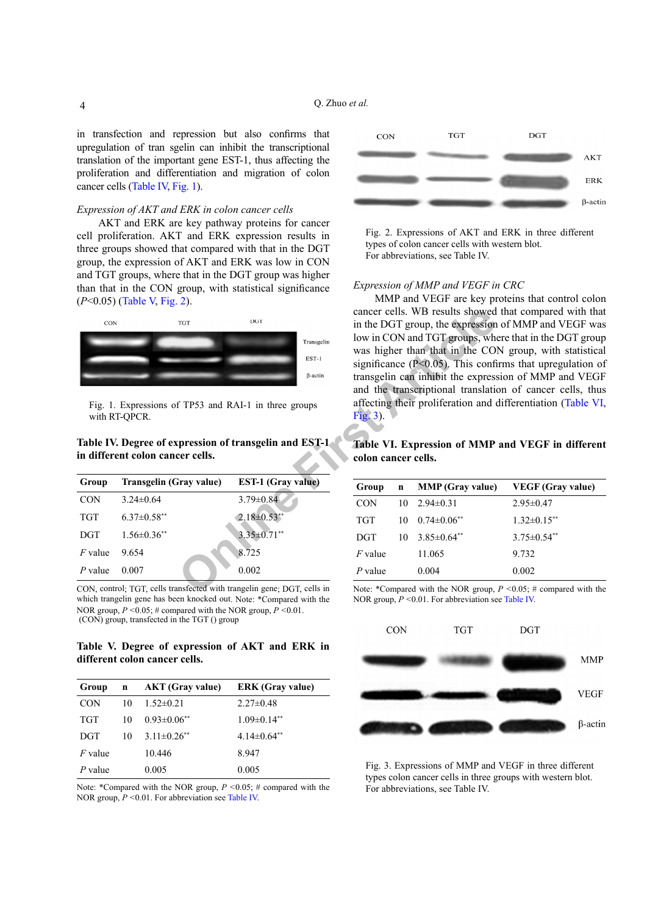in transfection and repression but also confirms that upregulation of tran sgelin can inhibit the transcriptional translation of the important gene EST-1, thus affecting the proliferation and differentiation and migration of colon cancer cells (Table IV, Fig. 1).

*Expression of AKT and ERK in colon cancer cells*

AKT and ERK are key pathway proteins for cancer cell proliferation. AKT and ERK expression results in three groups showed that compared with that in the DGT group, the expression of AKT and ERK was low in CON and TGT groups, where that in the DGT group was higher than that in the CON group, with statistical significance ($P$<0.05) (Table V, Fig. 2).

Fig. 1. Expressions of TP53 and RAI-1 in three groups with RT-QPCR.

**Table IV. Degree of expression of transgelin and EST-1 in different colon cancer cells.**

| Group | Transgelin (Gray value) | EST-1 (Gray value) |
|---|---|---|
| CON | 3.24±0.64 | 3.79±0.84 |
| TGT | 6.37±0.58** | 2.18±0.53** |
| DGT | 1.56±0.36** | 3.35±0.71** |
| $F$ value | 9.654 | 8.725 |
| $P$ value | 0.007 | 0.002 |

CON, control; TGT, cells transfected with trangelin gene; DGT, cells in which trangelin gene has been knocked out. Note: *Compared with the NOR group, $P$ <0.05; # compared with the NOR group, $P$ <0.01. (CON) group, transfected in the TGT () group

**Table V. Degree of expression of AKT and ERK in different colon cancer cells.**

| Group | n | AKT (Gray value) | ERK (Gray value) |
|---|---|---|---|
| CON | 10 | 1.52±0.21 | 2.27±0.48 |
| TGT | 10 | 0.93±0.06** | 1.09±0.14** |
| DGT | 10 | 3.11±0.26** | 4.14±0.64** |
| $F$ value | | 10.446 | 8.947 |
| $P$ value | | 0.005 | 0.005 |

Note: *Compared with the NOR group, $P$ <0.05; # compared with the NOR group, $P$ <0.01. For abbreviation see Table IV.

Fig. 2. Expressions of AKT and ERK in three different types of colon cancer cells with western blot. For abbreviations, see Table IV.

*Expression of MMP and VEGF in CRC*

MMP and VEGF are key proteins that control colon cancer cells. WB results showed that compared with that in the DGT group, the expression of MMP and VEGF was low in CON and TGT groups, where that in the DGT group was higher than that in the CON group, with statistical significance (P<0.05). This confirms that upregulation of transgelin can inhibit the expression of MMP and VEGF and the transcriptional translation of cancer cells, thus affecting their proliferation and differentiation (Table VI, Fig. 3).

**Table VI. Expression of MMP and VEGF in different colon cancer cells.**

| Group | n | MMP (Gray value) | VEGF (Gray value) |
|---|---|---|---|
| CON | 10 | 2.94±0.31 | 2.95±0.47 |
| TGT | 10 | 0.74±0.06** | 1.32±0.15** |
| DGT | 10 | 3.85±0.64** | 3.75±0.54** |
| $F$ value | | 11.065 | 9.732 |
| $P$ value | | 0.004 | 0.002 |

Note: *Compared with the NOR group, $P$ <0.05; # compared with the NOR group, $P$ <0.01. For abbreviation see Table IV.

Fig. 3. Expressions of MMP and VEGF in three different types colon cancer cells in three groups with western blot. For abbreviations, see Table IV.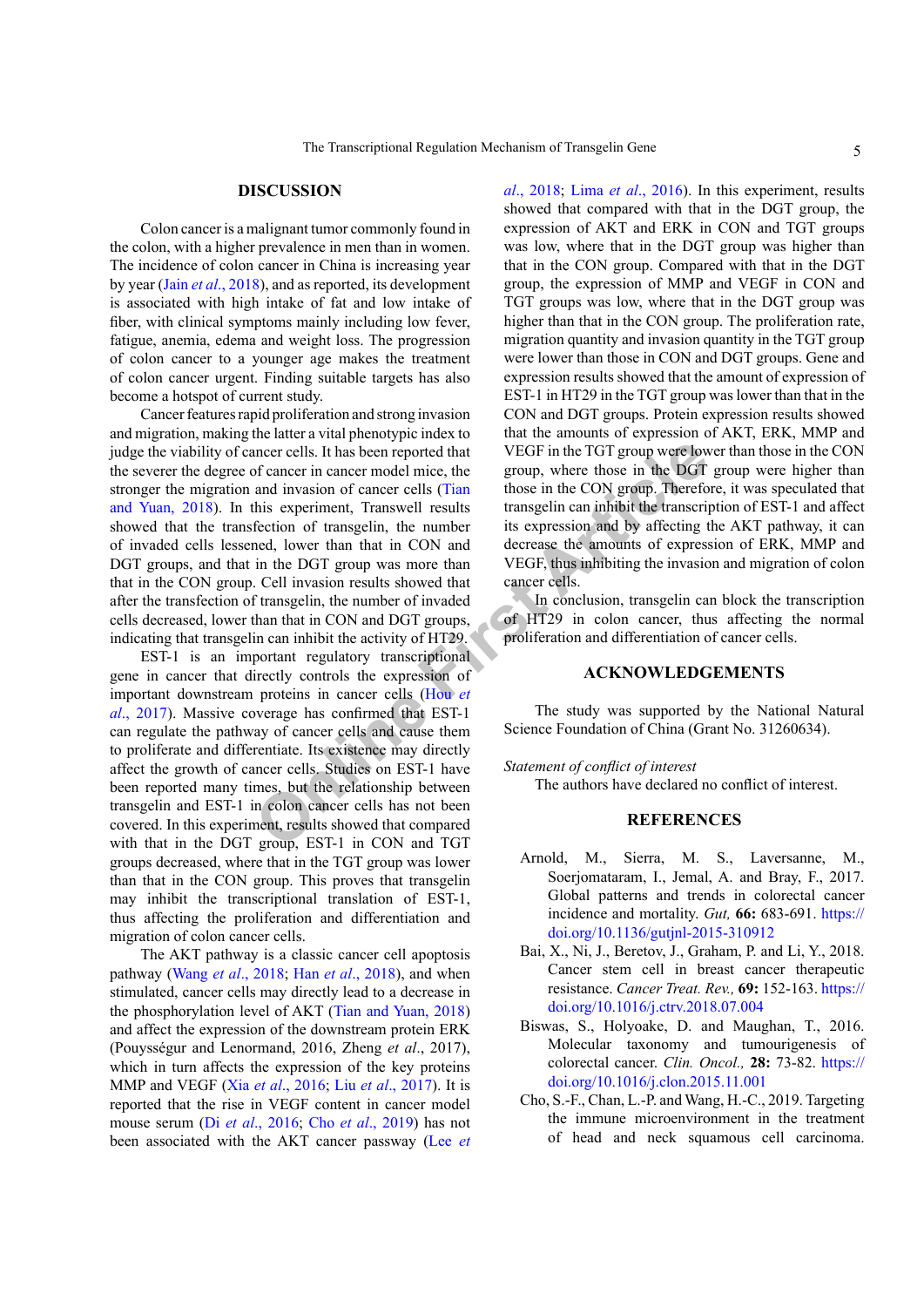## DISCUSSION

Colon cancer is a malignant tumor commonly found in the colon, with a higher prevalence in men than in women. The incidence of colon cancer in China is increasing year by year (Jain *et al*., 2018), and as reported, its development is associated with high intake of fat and low intake of fiber, with clinical symptoms mainly including low fever, fatigue, anemia, edema and weight loss. The progression of colon cancer to a younger age makes the treatment of colon cancer urgent. Finding suitable targets has also become a hotspot of current study.

Cancer features rapid proliferation and strong invasion and migration, making the latter a vital phenotypic index to judge the viability of cancer cells. It has been reported that the severer the degree of cancer in cancer model mice, the stronger the migration and invasion of cancer cells (Tian and Yuan, 2018). In this experiment, Transwell results showed that the transfection of transgelin, the number of invaded cells lessened, lower than that in CON and DGT groups, and that in the DGT group was more than that in the CON group. Cell invasion results showed that after the transfection of transgelin, the number of invaded cells decreased, lower than that in CON and DGT groups, indicating that transgelin can inhibit the activity of HT29.

EST-1 is an important regulatory transcriptional gene in cancer that directly controls the expression of important downstream proteins in cancer cells (Hou *et al*., 2017). Massive coverage has confirmed that EST-1 can regulate the pathway of cancer cells and cause them to proliferate and differentiate. Its existence may directly affect the growth of cancer cells. Studies on EST-1 have been reported many times, but the relationship between transgelin and EST-1 in colon cancer cells has not been covered. In this experiment, results showed that compared with that in the DGT group, EST-1 in CON and TGT groups decreased, where that in the TGT group was lower than that in the CON group. This proves that transgelin may inhibit the transcriptional translation of EST-1, thus affecting the proliferation and differentiation and migration of colon cancer cells.

The AKT pathway is a classic cancer cell apoptosis pathway (Wang *et al*., 2018; Han *et al*., 2018), and when stimulated, cancer cells may directly lead to a decrease in the phosphorylation level of AKT (Tian and Yuan, 2018) and affect the expression of the downstream protein ERK (Pouysségur and Lenormand, 2016, Zheng *et al*., 2017), which in turn affects the expression of the key proteins MMP and VEGF (Xia *et al*., 2016; Liu *et al*., 2017). It is reported that the rise in VEGF content in cancer model mouse serum (Di *et al*., 2016; Cho *et al*., 2019) has not been associated with the AKT cancer passway (Lee *et al*., 2018; Lima *et al*., 2016). In this experiment, results showed that compared with that in the DGT group, the expression of AKT and ERK in CON and TGT groups was low, where that in the DGT group was higher than that in the CON group. Compared with that in the DGT group, the expression of MMP and VEGF in CON and TGT groups was low, where that in the DGT group was higher than that in the CON group. The proliferation rate, migration quantity and invasion quantity in the TGT group were lower than those in CON and DGT groups. Gene and expression results showed that the amount of expression of EST-1 in HT29 in the TGT group was lower than that in the CON and DGT groups. Protein expression results showed that the amounts of expression of AKT, ERK, MMP and VEGF in the TGT group were lower than those in the CON group, where those in the DGT group were higher than those in the CON group. Therefore, it was speculated that transgelin can inhibit the transcription of EST-1 and affect its expression and by affecting the AKT pathway, it can decrease the amounts of expression of ERK, MMP and VEGF, thus inhibiting the invasion and migration of colon cancer cells.

In conclusion, transgelin can block the transcription of HT29 in colon cancer, thus affecting the normal proliferation and differentiation of cancer cells.

## ACKNOWLEDGEMENTS

The study was supported by the National Natural Science Foundation of China (Grant No. 31260634).

*Statement of conflict of interest*

The authors have declared no conflict of interest.

## REFERENCES

Arnold, M., Sierra, M. S., Laversanne, M., Soerjomataram, I., Jemal, A. and Bray, F., 2017. Global patterns and trends in colorectal cancer incidence and mortality. *Gut,* **66:** 683-691. https://doi.org/10.1136/gutjnl-2015-310912

Bai, X., Ni, J., Beretov, J., Graham, P. and Li, Y., 2018. Cancer stem cell in breast cancer therapeutic resistance. *Cancer Treat. Rev.,* **69:** 152-163. https://doi.org/10.1016/j.ctrv.2018.07.004

Biswas, S., Holyoake, D. and Maughan, T., 2016. Molecular taxonomy and tumourigenesis of colorectal cancer. *Clin. Oncol.,* **28:** 73-82. https://doi.org/10.1016/j.clon.2015.11.001

Cho, S.-F., Chan, L.-P. and Wang, H.-C., 2019. Targeting the immune microenvironment in the treatment of head and neck squamous cell carcinoma.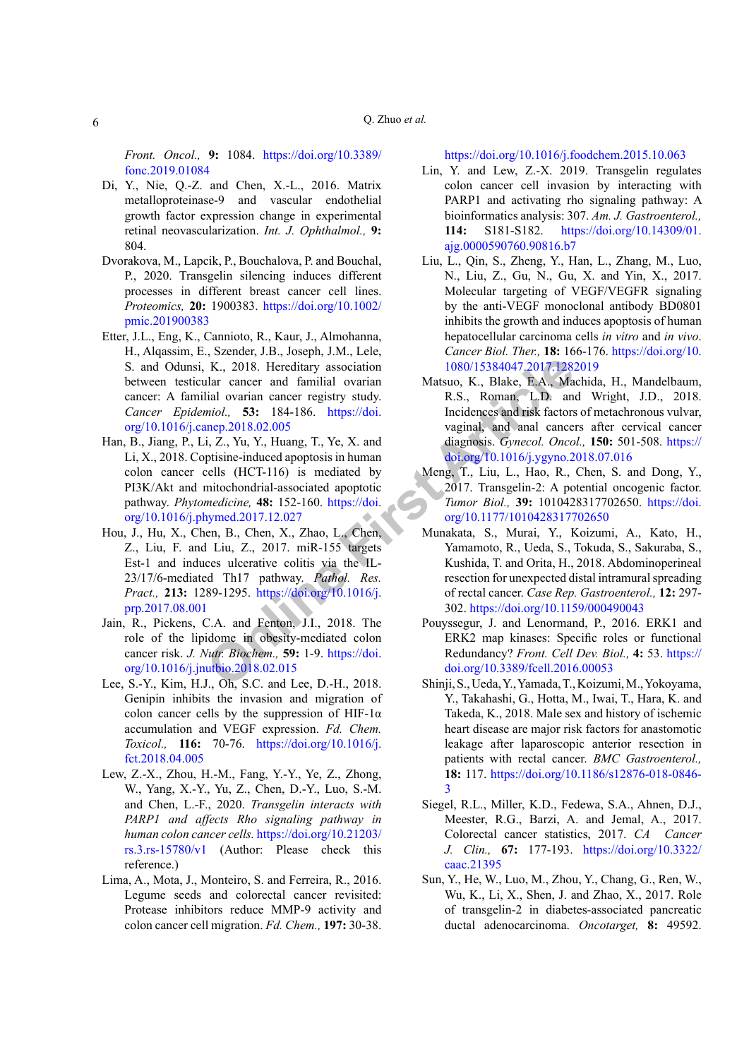*Front. Oncol.,* **9:** 1084. https://doi.org/10.3389/fonc.2019.01084

Di, Y., Nie, Q.-Z. and Chen, X.-L., 2016. Matrix metalloproteinase-9 and vascular endothelial growth factor expression change in experimental retinal neovascularization. *Int. J. Ophthalmol.,* **9:** 804.

Dvorakova, M., Lapcik, P., Bouchalova, P. and Bouchal, P., 2020. Transgelin silencing induces different processes in different breast cancer cell lines. *Proteomics,* **20:** 1900383. https://doi.org/10.1002/pmic.201900383

Etter, J.L., Eng, K., Cannioto, R., Kaur, J., Almohanna, H., Alqassim, E., Szender, J.B., Joseph, J.M., Lele, S. and Odunsi, K., 2018. Hereditary association between testicular cancer and familial ovarian cancer: A familial ovarian cancer registry study. *Cancer Epidemiol.,* **53:** 184-186. https://doi.org/10.1016/j.canep.2018.02.005

Han, B., Jiang, P., Li, Z., Yu, Y., Huang, T., Ye, X. and Li, X., 2018. Coptisine-induced apoptosis in human colon cancer cells (HCT-116) is mediated by PI3K/Akt and mitochondrial-associated apoptotic pathway. *Phytomedicine,* **48:** 152-160. https://doi.org/10.1016/j.phymed.2017.12.027

Hou, J., Hu, X., Chen, B., Chen, X., Zhao, L., Chen, Z., Liu, F. and Liu, Z., 2017. miR-155 targets Est-1 and induces ulcerative colitis via the IL-23/17/6-mediated Th17 pathway. *Pathol. Res. Pract.,* **213:** 1289-1295. https://doi.org/10.1016/j.prp.2017.08.001

Jain, R., Pickens, C.A. and Fenton, J.I., 2018. The role of the lipidome in obesity-mediated colon cancer risk. *J. Nutr. Biochem.,* **59:** 1-9. https://doi.org/10.1016/j.jnutbio.2018.02.015

Lee, S.-Y., Kim, H.J., Oh, S.C. and Lee, D.-H., 2018. Genipin inhibits the invasion and migration of colon cancer cells by the suppression of HIF-1α accumulation and VEGF expression. *Fd. Chem. Toxicol.,* **116:** 70-76. https://doi.org/10.1016/j.fct.2018.04.005

Lew, Z.-X., Zhou, H.-M., Fang, Y.-Y., Ye, Z., Zhong, W., Yang, X.-Y., Yu, Z., Chen, D.-Y., Luo, S.-M. and Chen, L.-F., 2020. *Transgelin interacts with PARP1 and affects Rho signaling pathway in human colon cancer cells.* https://doi.org/10.21203/rs.3.rs-15780/v1 (Author: Please check this reference.)

Lima, A., Mota, J., Monteiro, S. and Ferreira, R., 2016. Legume seeds and colorectal cancer revisited: Protease inhibitors reduce MMP-9 activity and colon cancer cell migration. *Fd. Chem.,* **197:** 30-38. https://doi.org/10.1016/j.foodchem.2015.10.063

Lin, Y. and Lew, Z.-X. 2019. Transgelin regulates colon cancer cell invasion by interacting with PARP1 and activating rho signaling pathway: A bioinformatics analysis: 307. *Am. J. Gastroenterol.,* **114:** S181-S182. https://doi.org/10.14309/01.ajg.0000590760.90816.b7

Liu, L., Qin, S., Zheng, Y., Han, L., Zhang, M., Luo, N., Liu, Z., Gu, N., Gu, X. and Yin, X., 2017. Molecular targeting of VEGF/VEGFR signaling by the anti-VEGF monoclonal antibody BD0801 inhibits the growth and induces apoptosis of human hepatocellular carcinoma cells *in vitro* and *in vivo*. *Cancer Biol. Ther.,* **18:** 166-176. https://doi.org/10.1080/15384047.2017.1282019

Matsuo, K., Blake, E.A., Machida, H., Mandelbaum, R.S., Roman, L.D. and Wright, J.D., 2018. Incidences and risk factors of metachronous vulvar, vaginal, and anal cancers after cervical cancer diagnosis. *Gynecol. Oncol.,* **150:** 501-508. https://doi.org/10.1016/j.ygyno.2018.07.016

Meng, T., Liu, L., Hao, R., Chen, S. and Dong, Y., 2017. Transgelin-2: A potential oncogenic factor. *Tumor Biol.,* **39:** 1010428317702650. https://doi.org/10.1177/1010428317702650

Munakata, S., Murai, Y., Koizumi, A., Kato, H., Yamamoto, R., Ueda, S., Tokuda, S., Sakuraba, S., Kushida, T. and Orita, H., 2018. Abdominoperineal resection for unexpected distal intramural spreading of rectal cancer. *Case Rep. Gastroenterol.,* **12:** 297-302. https://doi.org/10.1159/000490043

Pouyssegur, J. and Lenormand, P., 2016. ERK1 and ERK2 map kinases: Specific roles or functional Redundancy? *Front. Cell Dev. Biol.,* **4:** 53. https://doi.org/10.3389/fcell.2016.00053

Shinji, S., Ueda, Y., Yamada, T., Koizumi, M., Yokoyama, Y., Takahashi, G., Hotta, M., Iwai, T., Hara, K. and Takeda, K., 2018. Male sex and history of ischemic heart disease are major risk factors for anastomotic leakage after laparoscopic anterior resection in patients with rectal cancer. *BMC Gastroenterol.,* **18:** 117. https://doi.org/10.1186/s12876-018-0846-3

Siegel, R.L., Miller, K.D., Fedewa, S.A., Ahnen, D.J., Meester, R.G., Barzi, A. and Jemal, A., 2017. Colorectal cancer statistics, 2017. *CA Cancer J. Clin.,* **67:** 177-193. https://doi.org/10.3322/caac.21395

Sun, Y., He, W., Luo, M., Zhou, Y., Chang, G., Ren, W., Wu, K., Li, X., Shen, J. and Zhao, X., 2017. Role of transgelin-2 in diabetes-associated pancreatic ductal adenocarcinoma. *Oncotarget,* **8:** 49592.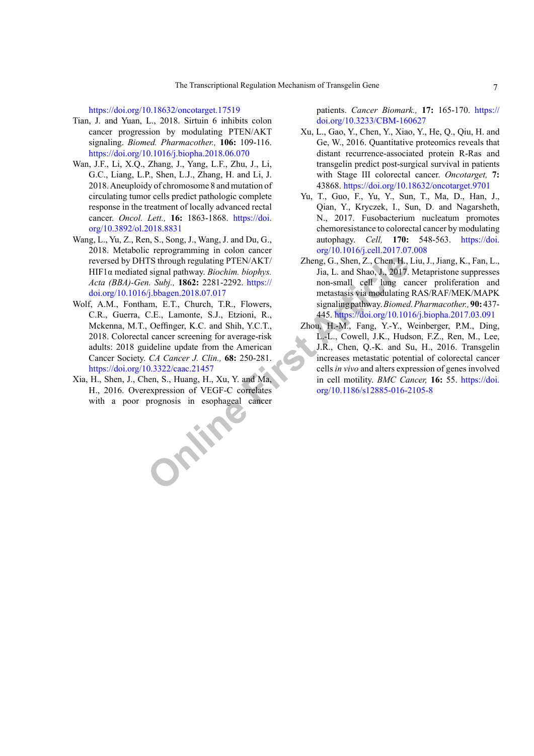https://doi.org/10.18632/oncotarget.17519

Tian, J. and Yuan, L., 2018. Sirtuin 6 inhibits colon cancer progression by modulating PTEN/AKT signaling. *Biomed. Pharmacother.,* **106:** 109-116. https://doi.org/10.1016/j.biopha.2018.06.070

Wan, J.F., Li, X.Q., Zhang, J., Yang, L.F., Zhu, J., Li, G.C., Liang, L.P., Shen, L.J., Zhang, H. and Li, J. 2018. Aneuploidy of chromosome 8 and mutation of circulating tumor cells predict pathologic complete response in the treatment of locally advanced rectal cancer. *Oncol. Lett.,* **16:** 1863-1868. https://doi.org/10.3892/ol.2018.8831

Wang, L., Yu, Z., Ren, S., Song, J., Wang, J. and Du, G., 2018. Metabolic reprogramming in colon cancer reversed by DHTS through regulating PTEN/AKT/HIF1α mediated signal pathway. *Biochim. biophys. Acta (BBA)-Gen. Subj.,* **1862:** 2281-2292. https://doi.org/10.1016/j.bbagen.2018.07.017

Wolf, A.M., Fontham, E.T., Church, T.R., Flowers, C.R., Guerra, C.E., Lamonte, S.J., Etzioni, R., Mckenna, M.T., Oeffinger, K.C. and Shih, Y.C.T., 2018. Colorectal cancer screening for average-risk adults: 2018 guideline update from the American Cancer Society. *CA Cancer J. Clin.,* **68:** 250-281. https://doi.org/10.3322/caac.21457

Xia, H., Shen, J., Chen, S., Huang, H., Xu, Y. and Ma, H., 2016. Overexpression of VEGF-C correlates with a poor prognosis in esophageal cancer patients. *Cancer Biomark.,* **17:** 165-170. https://doi.org/10.3233/CBM-160627

Xu, L., Gao, Y., Chen, Y., Xiao, Y., He, Q., Qiu, H. and Ge, W., 2016. Quantitative proteomics reveals that distant recurrence-associated protein R-Ras and transgelin predict post-surgical survival in patients with Stage III colorectal cancer. *Oncotarget,* **7:** 43868. https://doi.org/10.18632/oncotarget.9701

Yu, T., Guo, F., Yu, Y., Sun, T., Ma, D., Han, J., Qian, Y., Kryczek, I., Sun, D. and Nagarsheth, N., 2017. Fusobacterium nucleatum promotes chemoresistance to colorectal cancer by modulating autophagy. *Cell,* **170:** 548-563. https://doi.org/10.1016/j.cell.2017.07.008

Zheng, G., Shen, Z., Chen, H., Liu, J., Jiang, K., Fan, L., Jia, L. and Shao, J., 2017. Metapristone suppresses non-small cell lung cancer proliferation and metastasis via modulating RAS/RAF/MEK/MAPK signaling pathway. *Biomed. Pharmacother.,* **90:** 437-445. https://doi.org/10.1016/j.biopha.2017.03.091

Zhou, H.-M., Fang, Y.-Y., Weinberger, P.M., Ding, L.-L., Cowell, J.K., Hudson, F.Z., Ren, M., Lee, J.R., Chen, Q.-K. and Su, H., 2016. Transgelin increases metastatic potential of colorectal cancer cells *in vivo* and alters expression of genes involved in cell motility. *BMC Cancer,* **16:** 55. https://doi.org/10.1186/s12885-016-2105-8